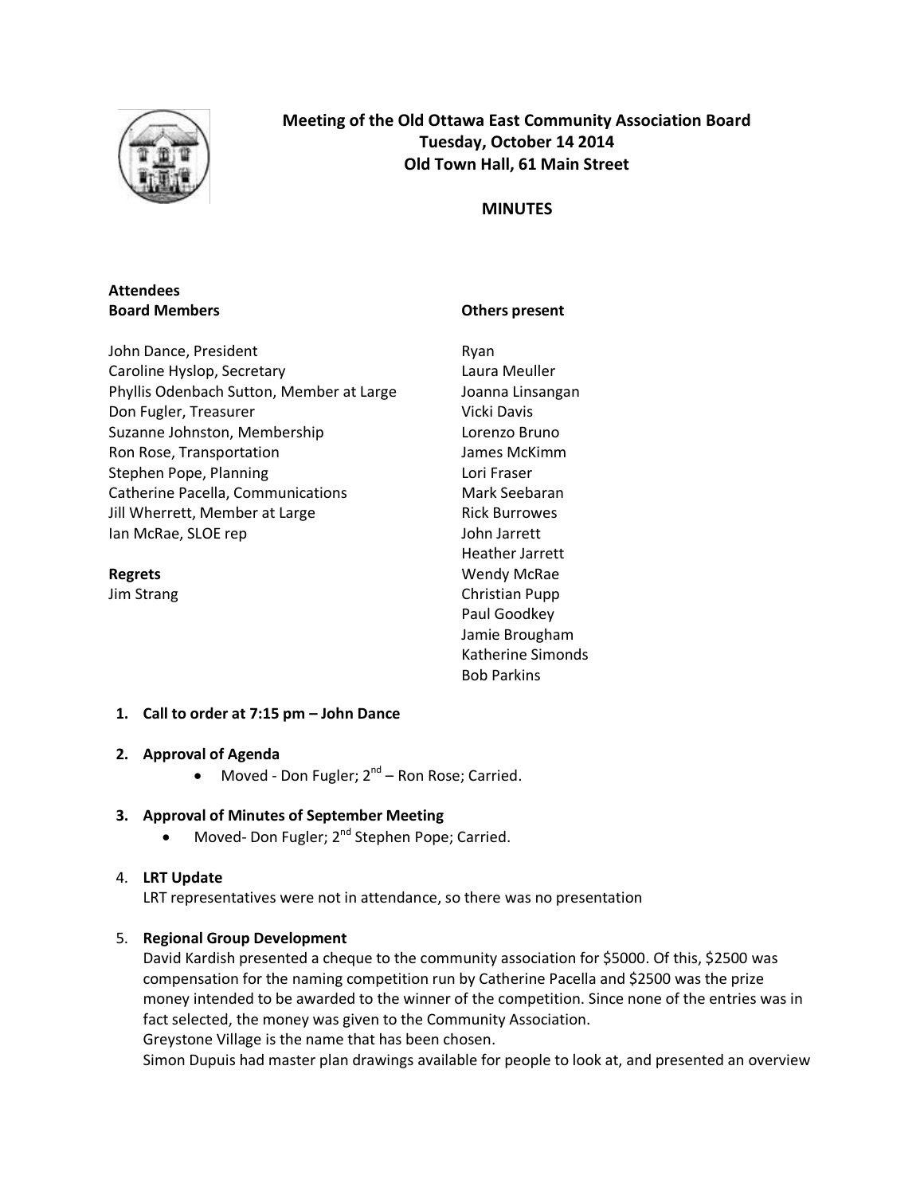# Meeting of the Old Ottawa East Community Association Board
## Tuesday, October 14 2014
## Old Town Hall, 61 Main Street

## MINUTES

**Attendees**

**Board Members**

John Dance, President
Caroline Hyslop, Secretary
Phyllis Odenbach Sutton, Member at Large
Don Fugler, Treasurer
Suzanne Johnston, Membership
Ron Rose, Transportation
Stephen Pope, Planning
Catherine Pacella, Communications
Jill Wherrett, Member at Large
Ian McRae, SLOE rep

**Regrets**

Jim Strang

**Others present**

Ryan
Laura Meuller
Joanna Linsangan
Vicki Davis
Lorenzo Bruno
James McKimm
Lori Fraser
Mark Seebaran
Rick Burrowes
John Jarrett
Heather Jarrett
Wendy McRae
Christian Pupp
Paul Goodkey
Jamie Brougham
Katherine Simonds
Bob Parkins

1. **Call to order at 7:15 pm – John Dance**

2. **Approval of Agenda**
   - Moved - Don Fugler; 2nd – Ron Rose; Carried.

3. **Approval of Minutes of September Meeting**
   - Moved- Don Fugler; 2nd Stephen Pope; Carried.

4. **LRT Update**
   LRT representatives were not in attendance, so there was no presentation

5. **Regional Group Development**
   David Kardish presented a cheque to the community association for $5000. Of this, $2500 was compensation for the naming competition run by Catherine Pacella and $2500 was the prize money intended to be awarded to the winner of the competition. Since none of the entries was in fact selected, the money was given to the Community Association.
   Greystone Village is the name that has been chosen.
   Simon Dupuis had master plan drawings available for people to look at, and presented an overview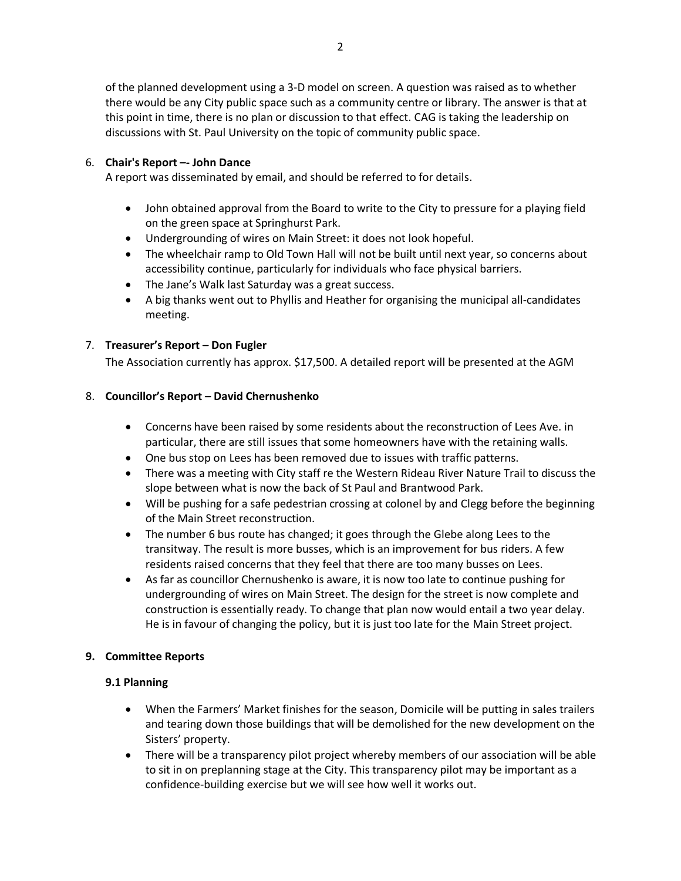of the planned development using a 3-D model on screen. A question was raised as to whether there would be any City public space such as a community centre or library. The answer is that at this point in time, there is no plan or discussion to that effect. CAG is taking the leadership on discussions with St. Paul University on the topic of community public space.

6. **Chair's Report –- John Dance**
   A report was disseminated by email, and should be referred to for details.

   - John obtained approval from the Board to write to the City to pressure for a playing field on the green space at Springhurst Park.
   - Undergrounding of wires on Main Street: it does not look hopeful.
   - The wheelchair ramp to Old Town Hall will not be built until next year, so concerns about accessibility continue, particularly for individuals who face physical barriers.
   - The Jane's Walk last Saturday was a great success.
   - A big thanks went out to Phyllis and Heather for organising the municipal all-candidates meeting.

7. **Treasurer's Report – Don Fugler**
   The Association currently has approx. $17,500. A detailed report will be presented at the AGM

8. **Councillor's Report – David Chernushenko**

   - Concerns have been raised by some residents about the reconstruction of Lees Ave. in particular, there are still issues that some homeowners have with the retaining walls.
   - One bus stop on Lees has been removed due to issues with traffic patterns.
   - There was a meeting with City staff re the Western Rideau River Nature Trail to discuss the slope between what is now the back of St Paul and Brantwood Park.
   - Will be pushing for a safe pedestrian crossing at colonel by and Clegg before the beginning of the Main Street reconstruction.
   - The number 6 bus route has changed; it goes through the Glebe along Lees to the transitway. The result is more busses, which is an improvement for bus riders. A few residents raised concerns that they feel that there are too many busses on Lees.
   - As far as councillor Chernushenko is aware, it is now too late to continue pushing for undergrounding of wires on Main Street. The design for the street is now complete and construction is essentially ready. To change that plan now would entail a two year delay. He is in favour of changing the policy, but it is just too late for the Main Street project.

9. **Committee Reports**

   **9.1 Planning**

   - When the Farmers' Market finishes for the season, Domicile will be putting in sales trailers and tearing down those buildings that will be demolished for the new development on the Sisters' property.
   - There will be a transparency pilot project whereby members of our association will be able to sit in on preplanning stage at the City. This transparency pilot may be important as a confidence-building exercise but we will see how well it works out.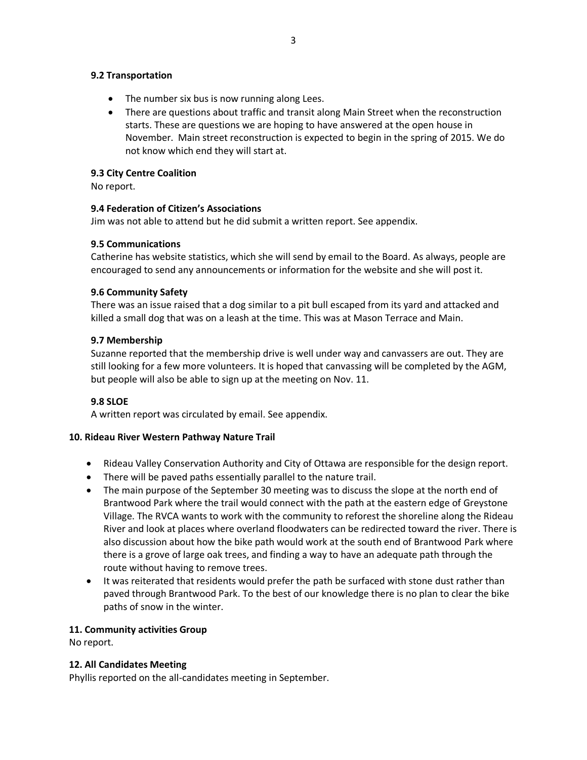### 9.2 Transportation

- The number six bus is now running along Lees.
- There are questions about traffic and transit along Main Street when the reconstruction starts. These are questions we are hoping to have answered at the open house in November. Main street reconstruction is expected to begin in the spring of 2015. We do not know which end they will start at.

### 9.3 City Centre Coalition

No report.

### 9.4 Federation of Citizen's Associations

Jim was not able to attend but he did submit a written report. See appendix.

### 9.5 Communications

Catherine has website statistics, which she will send by email to the Board. As always, people are encouraged to send any announcements or information for the website and she will post it.

### 9.6 Community Safety

There was an issue raised that a dog similar to a pit bull escaped from its yard and attacked and killed a small dog that was on a leash at the time. This was at Mason Terrace and Main.

### 9.7 Membership

Suzanne reported that the membership drive is well under way and canvassers are out. They are still looking for a few more volunteers. It is hoped that canvassing will be completed by the AGM, but people will also be able to sign up at the meeting on Nov. 11.

### 9.8 SLOE

A written report was circulated by email. See appendix.

## 10. Rideau River Western Pathway Nature Trail

- Rideau Valley Conservation Authority and City of Ottawa are responsible for the design report.
- There will be paved paths essentially parallel to the nature trail.
- The main purpose of the September 30 meeting was to discuss the slope at the north end of Brantwood Park where the trail would connect with the path at the eastern edge of Greystone Village. The RVCA wants to work with the community to reforest the shoreline along the Rideau River and look at places where overland floodwaters can be redirected toward the river. There is also discussion about how the bike path would work at the south end of Brantwood Park where there is a grove of large oak trees, and finding a way to have an adequate path through the route without having to remove trees.
- It was reiterated that residents would prefer the path be surfaced with stone dust rather than paved through Brantwood Park. To the best of our knowledge there is no plan to clear the bike paths of snow in the winter.

## 11. Community activities Group

No report.

## 12. All Candidates Meeting

Phyllis reported on the all-candidates meeting in September.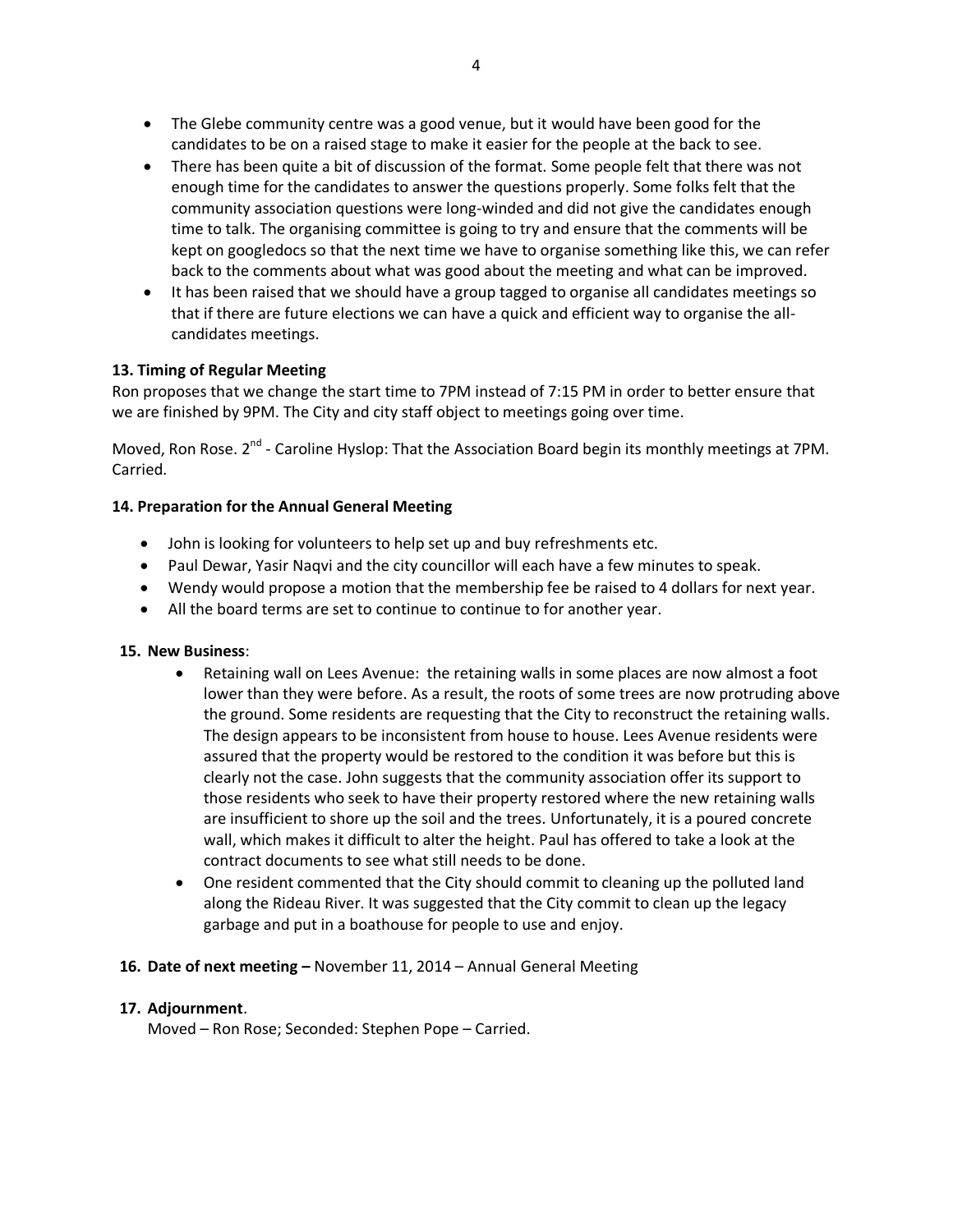- The Glebe community centre was a good venue, but it would have been good for the candidates to be on a raised stage to make it easier for the people at the back to see.
- There has been quite a bit of discussion of the format. Some people felt that there was not enough time for the candidates to answer the questions properly. Some folks felt that the community association questions were long-winded and did not give the candidates enough time to talk. The organising committee is going to try and ensure that the comments will be kept on googledocs so that the next time we have to organise something like this, we can refer back to the comments about what was good about the meeting and what can be improved.
- It has been raised that we should have a group tagged to organise all candidates meetings so that if there are future elections we can have a quick and efficient way to organise the all-candidates meetings.

**13. Timing of Regular Meeting**

Ron proposes that we change the start time to 7PM instead of 7:15 PM in order to better ensure that we are finished by 9PM. The City and city staff object to meetings going over time.

Moved, Ron Rose. 2nd - Caroline Hyslop: That the Association Board begin its monthly meetings at 7PM. Carried.

**14. Preparation for the Annual General Meeting**

- John is looking for volunteers to help set up and buy refreshments etc.
- Paul Dewar, Yasir Naqvi and the city councillor will each have a few minutes to speak.
- Wendy would propose a motion that the membership fee be raised to 4 dollars for next year.
- All the board terms are set to continue to continue to for another year.

**15. New Business**:

- Retaining wall on Lees Avenue: the retaining walls in some places are now almost a foot lower than they were before. As a result, the roots of some trees are now protruding above the ground. Some residents are requesting that the City to reconstruct the retaining walls. The design appears to be inconsistent from house to house. Lees Avenue residents were assured that the property would be restored to the condition it was before but this is clearly not the case. John suggests that the community association offer its support to those residents who seek to have their property restored where the new retaining walls are insufficient to shore up the soil and the trees. Unfortunately, it is a poured concrete wall, which makes it difficult to alter the height. Paul has offered to take a look at the contract documents to see what still needs to be done.
- One resident commented that the City should commit to cleaning up the polluted land along the Rideau River. It was suggested that the City commit to clean up the legacy garbage and put in a boathouse for people to use and enjoy.

**16. Date of next meeting –** November 11, 2014 – Annual General Meeting

**17. Adjournment**.

Moved – Ron Rose; Seconded: Stephen Pope – Carried.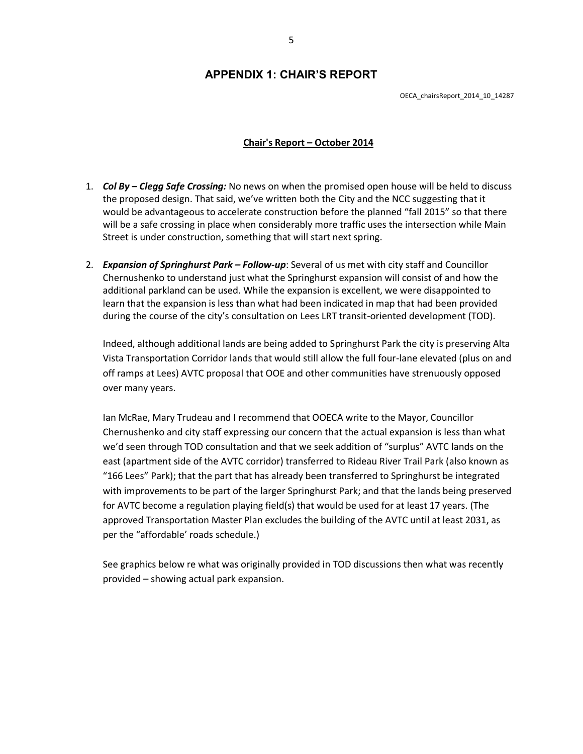# APPENDIX 1: CHAIR'S REPORT

OECA_chairsReport_2014_10_14287

**Chair's Report – October 2014**

1. ***Col By – Clegg Safe Crossing:*** No news on when the promised open house will be held to discuss the proposed design. That said, we've written both the City and the NCC suggesting that it would be advantageous to accelerate construction before the planned "fall 2015" so that there will be a safe crossing in place when considerably more traffic uses the intersection while Main Street is under construction, something that will start next spring.

2. ***Expansion of Springhurst Park – Follow-up***: Several of us met with city staff and Councillor Chernushenko to understand just what the Springhurst expansion will consist of and how the additional parkland can be used. While the expansion is excellent, we were disappointed to learn that the expansion is less than what had been indicated in map that had been provided during the course of the city's consultation on Lees LRT transit-oriented development (TOD).

   Indeed, although additional lands are being added to Springhurst Park the city is preserving Alta Vista Transportation Corridor lands that would still allow the full four-lane elevated (plus on and off ramps at Lees) AVTC proposal that OOE and other communities have strenuously opposed over many years.

   Ian McRae, Mary Trudeau and I recommend that OOECA write to the Mayor, Councillor Chernushenko and city staff expressing our concern that the actual expansion is less than what we'd seen through TOD consultation and that we seek addition of "surplus" AVTC lands on the east (apartment side of the AVTC corridor) transferred to Rideau River Trail Park (also known as "166 Lees" Park); that the part that has already been transferred to Springhurst be integrated with improvements to be part of the larger Springhurst Park; and that the lands being preserved for AVTC become a regulation playing field(s) that would be used for at least 17 years. (The approved Transportation Master Plan excludes the building of the AVTC until at least 2031, as per the "affordable' roads schedule.)

   See graphics below re what was originally provided in TOD discussions then what was recently provided – showing actual park expansion.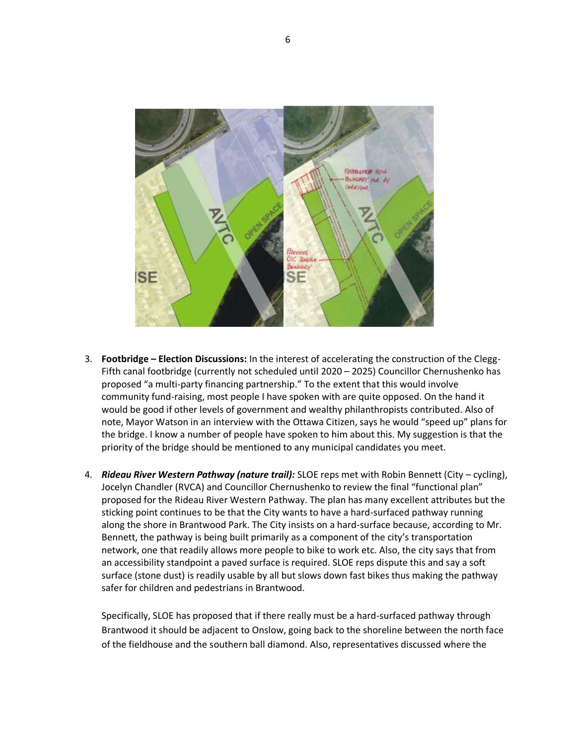3. **Footbridge – Election Discussions:** In the interest of accelerating the construction of the Clegg-Fifth canal footbridge (currently not scheduled until 2020 – 2025) Councillor Chernushenko has proposed "a multi-party financing partnership." To the extent that this would involve community fund-raising, most people I have spoken with are quite opposed. On the hand it would be good if other levels of government and wealthy philanthropists contributed. Also of note, Mayor Watson in an interview with the Ottawa Citizen, says he would "speed up" plans for the bridge. I know a number of people have spoken to him about this. My suggestion is that the priority of the bridge should be mentioned to any municipal candidates you meet.

4. ***Rideau River Western Pathway (nature trail):*** SLOE reps met with Robin Bennett (City – cycling), Jocelyn Chandler (RVCA) and Councillor Chernushenko to review the final "functional plan" proposed for the Rideau River Western Pathway. The plan has many excellent attributes but the sticking point continues to be that the City wants to have a hard-surfaced pathway running along the shore in Brantwood Park. The City insists on a hard-surface because, according to Mr. Bennett, the pathway is being built primarily as a component of the city's transportation network, one that readily allows more people to bike to work etc. Also, the city says that from an accessibility standpoint a paved surface is required. SLOE reps dispute this and say a soft surface (stone dust) is readily usable by all but slows down fast bikes thus making the pathway safer for children and pedestrians in Brantwood.

   Specifically, SLOE has proposed that if there really must be a hard-surfaced pathway through Brantwood it should be adjacent to Onslow, going back to the shoreline between the north face of the fieldhouse and the southern ball diamond. Also, representatives discussed where the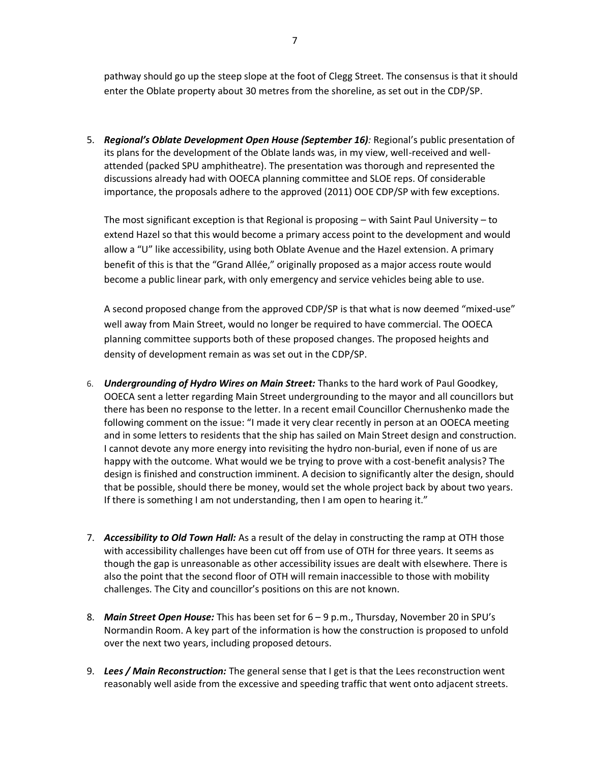pathway should go up the steep slope at the foot of Clegg Street. The consensus is that it should enter the Oblate property about 30 metres from the shoreline, as set out in the CDP/SP.

5. ***Regional's Oblate Development Open House (September 16)**:* Regional's public presentation of its plans for the development of the Oblate lands was, in my view, well-received and well-attended (packed SPU amphitheatre). The presentation was thorough and represented the discussions already had with OOECA planning committee and SLOE reps. Of considerable importance, the proposals adhere to the approved (2011) OOE CDP/SP with few exceptions.

   The most significant exception is that Regional is proposing – with Saint Paul University – to extend Hazel so that this would become a primary access point to the development and would allow a "U" like accessibility, using both Oblate Avenue and the Hazel extension. A primary benefit of this is that the "Grand Allée," originally proposed as a major access route would become a public linear park, with only emergency and service vehicles being able to use.

   A second proposed change from the approved CDP/SP is that what is now deemed "mixed-use" well away from Main Street, would no longer be required to have commercial. The OOECA planning committee supports both of these proposed changes. The proposed heights and density of development remain as was set out in the CDP/SP.

6. ***Undergrounding of Hydro Wires on Main Street:*** Thanks to the hard work of Paul Goodkey, OOECA sent a letter regarding Main Street undergrounding to the mayor and all councillors but there has been no response to the letter. In a recent email Councillor Chernushenko made the following comment on the issue: "I made it very clear recently in person at an OOECA meeting and in some letters to residents that the ship has sailed on Main Street design and construction. I cannot devote any more energy into revisiting the hydro non-burial, even if none of us are happy with the outcome. What would we be trying to prove with a cost-benefit analysis? The design is finished and construction imminent. A decision to significantly alter the design, should that be possible, should there be money, would set the whole project back by about two years. If there is something I am not understanding, then I am open to hearing it."

7. ***Accessibility to Old Town Hall:*** As a result of the delay in constructing the ramp at OTH those with accessibility challenges have been cut off from use of OTH for three years. It seems as though the gap is unreasonable as other accessibility issues are dealt with elsewhere. There is also the point that the second floor of OTH will remain inaccessible to those with mobility challenges. The City and councillor's positions on this are not known.

8. ***Main Street Open House:*** This has been set for 6 – 9 p.m., Thursday, November 20 in SPU's Normandin Room. A key part of the information is how the construction is proposed to unfold over the next two years, including proposed detours.

9. ***Lees / Main Reconstruction:*** The general sense that I get is that the Lees reconstruction went reasonably well aside from the excessive and speeding traffic that went onto adjacent streets.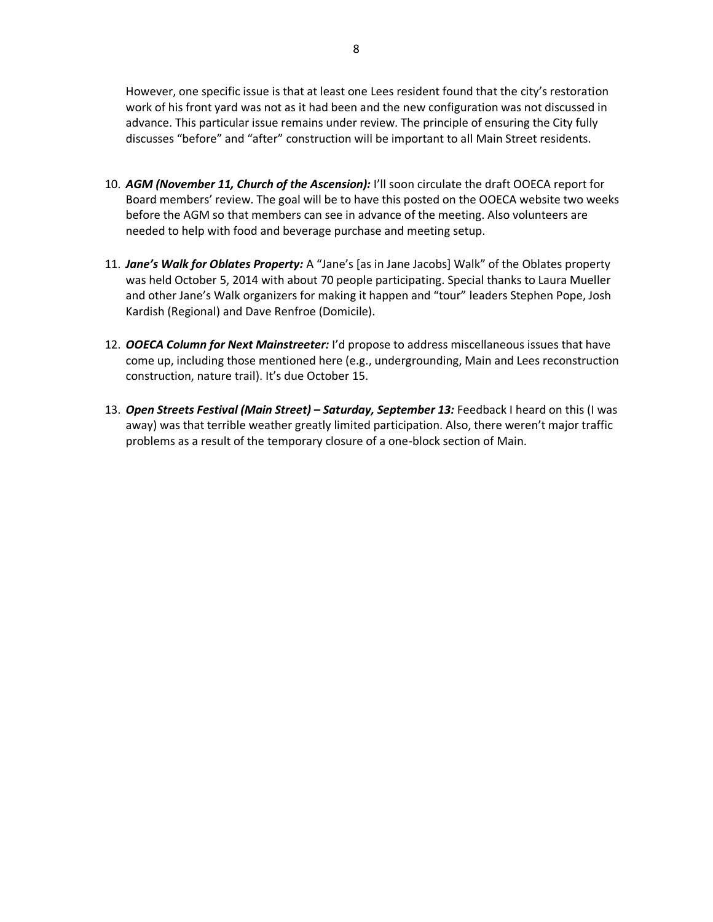However, one specific issue is that at least one Lees resident found that the city's restoration work of his front yard was not as it had been and the new configuration was not discussed in advance. This particular issue remains under review. The principle of ensuring the City fully discusses "before" and "after" construction will be important to all Main Street residents.

10. ***AGM (November 11, Church of the Ascension):*** I'll soon circulate the draft OOECA report for Board members' review. The goal will be to have this posted on the OOECA website two weeks before the AGM so that members can see in advance of the meeting. Also volunteers are needed to help with food and beverage purchase and meeting setup.

11. ***Jane's Walk for Oblates Property:*** A "Jane's [as in Jane Jacobs] Walk" of the Oblates property was held October 5, 2014 with about 70 people participating. Special thanks to Laura Mueller and other Jane's Walk organizers for making it happen and "tour" leaders Stephen Pope, Josh Kardish (Regional) and Dave Renfroe (Domicile).

12. ***OOECA Column for Next Mainstreeter:*** I'd propose to address miscellaneous issues that have come up, including those mentioned here (e.g., undergrounding, Main and Lees reconstruction construction, nature trail). It's due October 15.

13. ***Open Streets Festival (Main Street) – Saturday, September 13:*** Feedback I heard on this (I was away) was that terrible weather greatly limited participation. Also, there weren't major traffic problems as a result of the temporary closure of a one-block section of Main.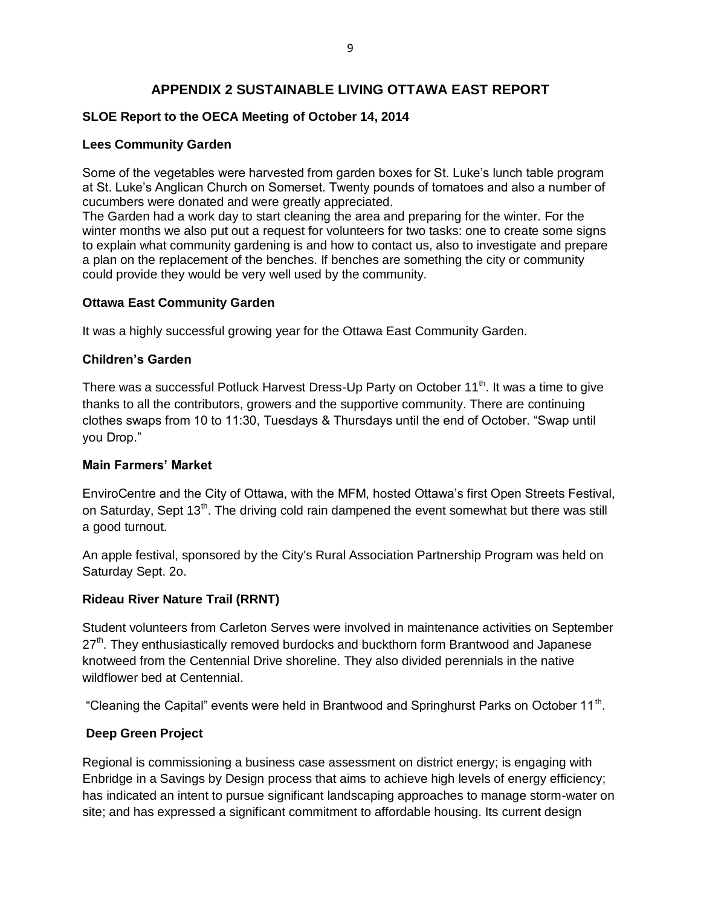# APPENDIX 2 SUSTAINABLE LIVING OTTAWA EAST REPORT

**SLOE Report to the OECA Meeting of October 14, 2014**

**Lees Community Garden**

Some of the vegetables were harvested from garden boxes for St. Luke's lunch table program at St. Luke's Anglican Church on Somerset. Twenty pounds of tomatoes and also a number of cucumbers were donated and were greatly appreciated.
The Garden had a work day to start cleaning the area and preparing for the winter. For the winter months we also put out a request for volunteers for two tasks: one to create some signs to explain what community gardening is and how to contact us, also to investigate and prepare a plan on the replacement of the benches. If benches are something the city or community could provide they would be very well used by the community.

**Ottawa East Community Garden**

It was a highly successful growing year for the Ottawa East Community Garden.

**Children's Garden**

There was a successful Potluck Harvest Dress-Up Party on October 11th. It was a time to give thanks to all the contributors, growers and the supportive community. There are continuing clothes swaps from 10 to 11:30, Tuesdays & Thursdays until the end of October. "Swap until you Drop."

**Main Farmers' Market**

EnviroCentre and the City of Ottawa, with the MFM, hosted Ottawa's first Open Streets Festival, on Saturday, Sept 13th. The driving cold rain dampened the event somewhat but there was still a good turnout.

An apple festival, sponsored by the City's Rural Association Partnership Program was held on Saturday Sept. 2o.

**Rideau River Nature Trail (RRNT)**

Student volunteers from Carleton Serves were involved in maintenance activities on September 27th. They enthusiastically removed burdocks and buckthorn form Brantwood and Japanese knotweed from the Centennial Drive shoreline. They also divided perennials in the native wildflower bed at Centennial.

"Cleaning the Capital" events were held in Brantwood and Springhurst Parks on October 11th.

**Deep Green Project**

Regional is commissioning a business case assessment on district energy; is engaging with Enbridge in a Savings by Design process that aims to achieve high levels of energy efficiency; has indicated an intent to pursue significant landscaping approaches to manage storm-water on site; and has expressed a significant commitment to affordable housing. Its current design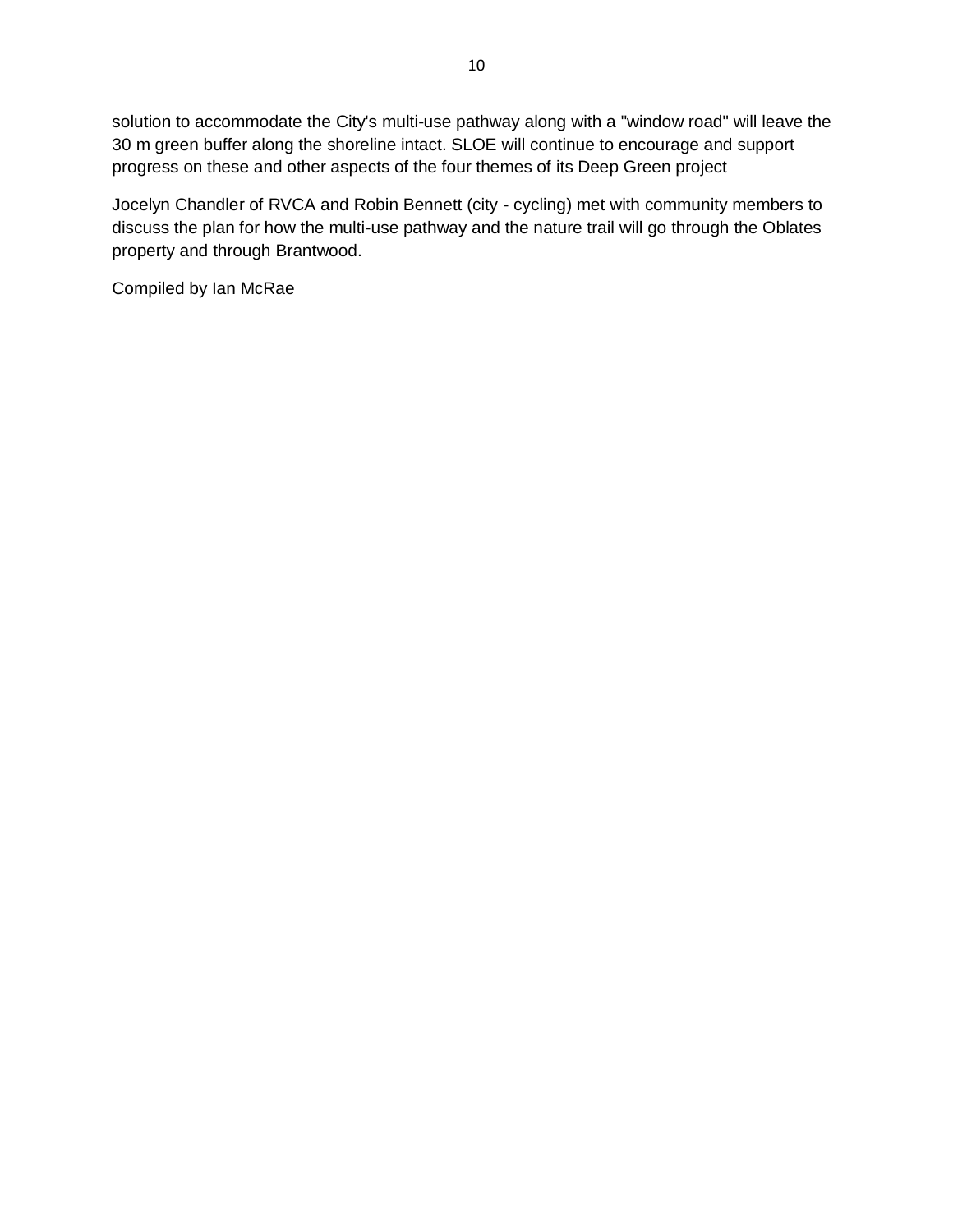solution to accommodate the City's multi-use pathway along with a "window road" will leave the 30 m green buffer along the shoreline intact. SLOE will continue to encourage and support progress on these and other aspects of the four themes of its Deep Green project

Jocelyn Chandler of RVCA and Robin Bennett (city - cycling) met with community members to discuss the plan for how the multi-use pathway and the nature trail will go through the Oblates property and through Brantwood.

Compiled by Ian McRae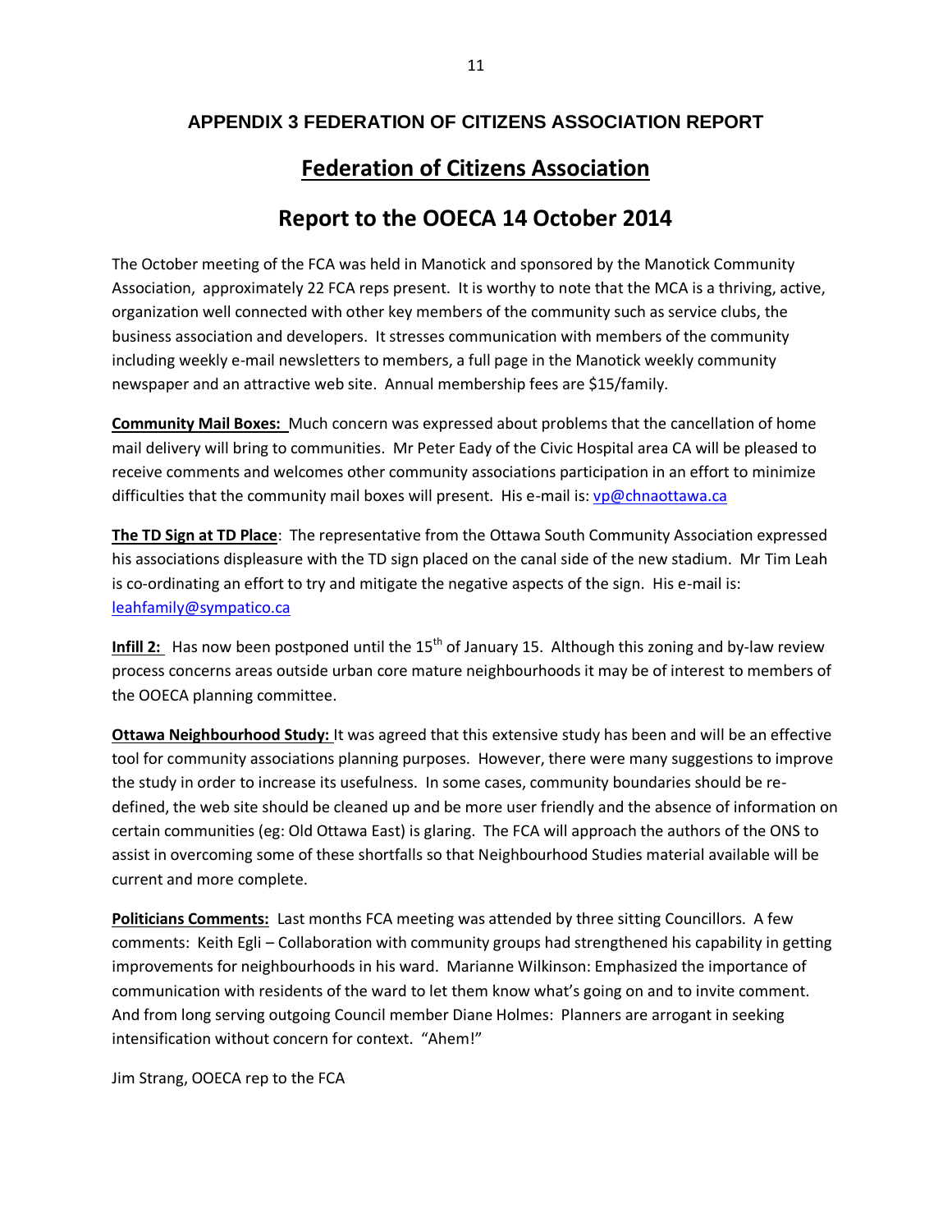## APPENDIX 3 FEDERATION OF CITIZENS ASSOCIATION REPORT

# Federation of Citizens Association

# Report to the OOECA 14 October 2014

The October meeting of the FCA was held in Manotick and sponsored by the Manotick Community Association, approximately 22 FCA reps present. It is worthy to note that the MCA is a thriving, active, organization well connected with other key members of the community such as service clubs, the business association and developers. It stresses communication with members of the community including weekly e-mail newsletters to members, a full page in the Manotick weekly community newspaper and an attractive web site. Annual membership fees are $15/family.

**Community Mail Boxes:** Much concern was expressed about problems that the cancellation of home mail delivery will bring to communities. Mr Peter Eady of the Civic Hospital area CA will be pleased to receive comments and welcomes other community associations participation in an effort to minimize difficulties that the community mail boxes will present. His e-mail is: vp@chnaottawa.ca

**The TD Sign at TD Place**: The representative from the Ottawa South Community Association expressed his associations displeasure with the TD sign placed on the canal side of the new stadium. Mr Tim Leah is co-ordinating an effort to try and mitigate the negative aspects of the sign. His e-mail is: leahfamily@sympatico.ca

**Infill 2:** Has now been postponed until the 15th of January 15. Although this zoning and by-law review process concerns areas outside urban core mature neighbourhoods it may be of interest to members of the OOECA planning committee.

**Ottawa Neighbourhood Study:** It was agreed that this extensive study has been and will be an effective tool for community associations planning purposes. However, there were many suggestions to improve the study in order to increase its usefulness. In some cases, community boundaries should be re-defined, the web site should be cleaned up and be more user friendly and the absence of information on certain communities (eg: Old Ottawa East) is glaring. The FCA will approach the authors of the ONS to assist in overcoming some of these shortfalls so that Neighbourhood Studies material available will be current and more complete.

**Politicians Comments:** Last months FCA meeting was attended by three sitting Councillors. A few comments: Keith Egli – Collaboration with community groups had strengthened his capability in getting improvements for neighbourhoods in his ward. Marianne Wilkinson: Emphasized the importance of communication with residents of the ward to let them know what's going on and to invite comment. And from long serving outgoing Council member Diane Holmes: Planners are arrogant in seeking intensification without concern for context. "Ahem!"

Jim Strang, OOECA rep to the FCA